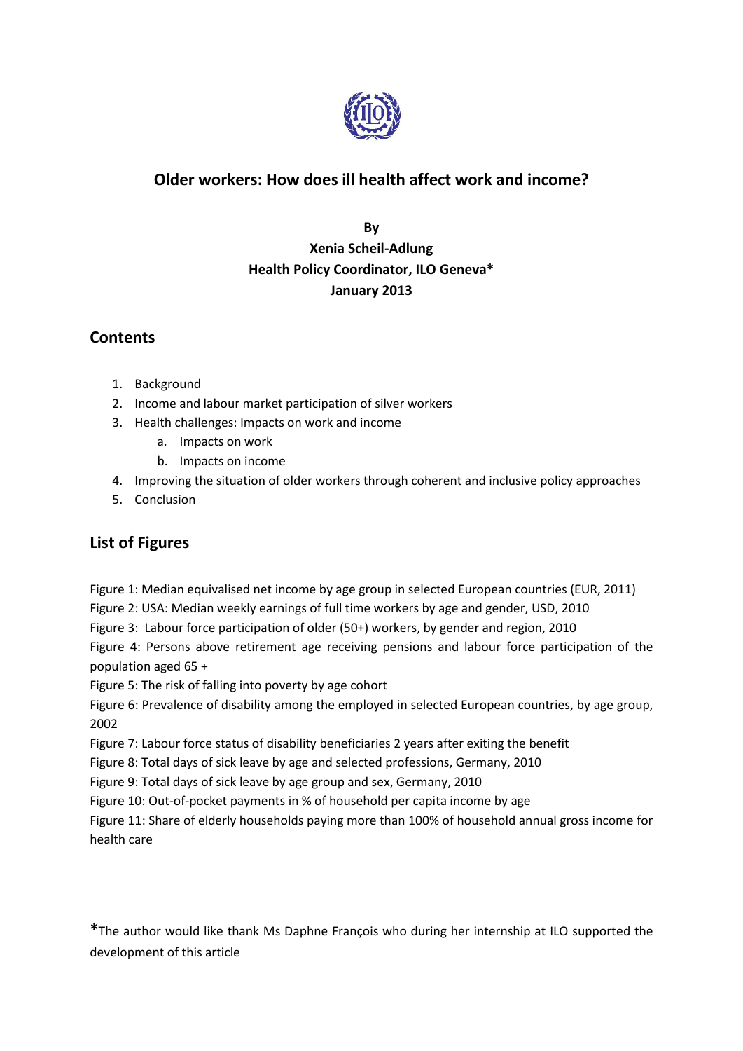# Older workers: How does ill health affect work and income?

**By**
**Xenia Scheil-Adlung**
**Health Policy Coordinator, ILO Geneva***
**January 2013**

## Contents

1. Background
2. Income and labour market participation of silver workers
3. Health challenges: Impacts on work and income
   a. Impacts on work
   b. Impacts on income
4. Improving the situation of older workers through coherent and inclusive policy approaches
5. Conclusion

## List of Figures

Figure 1: Median equivalised net income by age group in selected European countries (EUR, 2011)
Figure 2: USA: Median weekly earnings of full time workers by age and gender, USD, 2010
Figure 3: Labour force participation of older (50+) workers, by gender and region, 2010
Figure 4: Persons above retirement age receiving pensions and labour force participation of the population aged 65 +
Figure 5: The risk of falling into poverty by age cohort
Figure 6: Prevalence of disability among the employed in selected European countries, by age group, 2002
Figure 7: Labour force status of disability beneficiaries 2 years after exiting the benefit
Figure 8: Total days of sick leave by age and selected professions, Germany, 2010
Figure 9: Total days of sick leave by age group and sex, Germany, 2010
Figure 10: Out-of-pocket payments in % of household per capita income by age
Figure 11: Share of elderly households paying more than 100% of household annual gross income for health care

*The author would like thank Ms Daphne François who during her internship at ILO supported the development of this article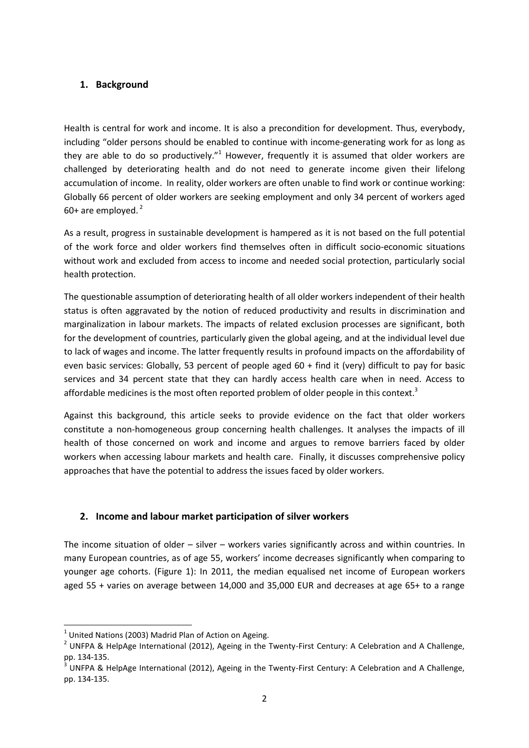## 1. Background

Health is central for work and income. It is also a precondition for development. Thus, everybody, including "older persons should be enabled to continue with income-generating work for as long as they are able to do so productively."[1] However, frequently it is assumed that older workers are challenged by deteriorating health and do not need to generate income given their lifelong accumulation of income. In reality, older workers are often unable to find work or continue working: Globally 66 percent of older workers are seeking employment and only 34 percent of workers aged 60+ are employed.[2]

As a result, progress in sustainable development is hampered as it is not based on the full potential of the work force and older workers find themselves often in difficult socio-economic situations without work and excluded from access to income and needed social protection, particularly social health protection.

The questionable assumption of deteriorating health of all older workers independent of their health status is often aggravated by the notion of reduced productivity and results in discrimination and marginalization in labour markets. The impacts of related exclusion processes are significant, both for the development of countries, particularly given the global ageing, and at the individual level due to lack of wages and income. The latter frequently results in profound impacts on the affordability of even basic services: Globally, 53 percent of people aged 60 + find it (very) difficult to pay for basic services and 34 percent state that they can hardly access health care when in need. Access to affordable medicines is the most often reported problem of older people in this context.[3]

Against this background, this article seeks to provide evidence on the fact that older workers constitute a non-homogeneous group concerning health challenges. It analyses the impacts of ill health of those concerned on work and income and argues to remove barriers faced by older workers when accessing labour markets and health care. Finally, it discusses comprehensive policy approaches that have the potential to address the issues faced by older workers.

## 2. Income and labour market participation of silver workers

The income situation of older – silver – workers varies significantly across and within countries. In many European countries, as of age 55, workers' income decreases significantly when comparing to younger age cohorts. (Figure 1): In 2011, the median equalised net income of European workers aged 55 + varies on average between 14,000 and 35,000 EUR and decreases at age 65+ to a range

---

[1] United Nations (2003) Madrid Plan of Action on Ageing.

[2] UNFPA & HelpAge International (2012), Ageing in the Twenty-First Century: A Celebration and A Challenge, pp. 134-135.

[3] UNFPA & HelpAge International (2012), Ageing in the Twenty-First Century: A Celebration and A Challenge, pp. 134-135.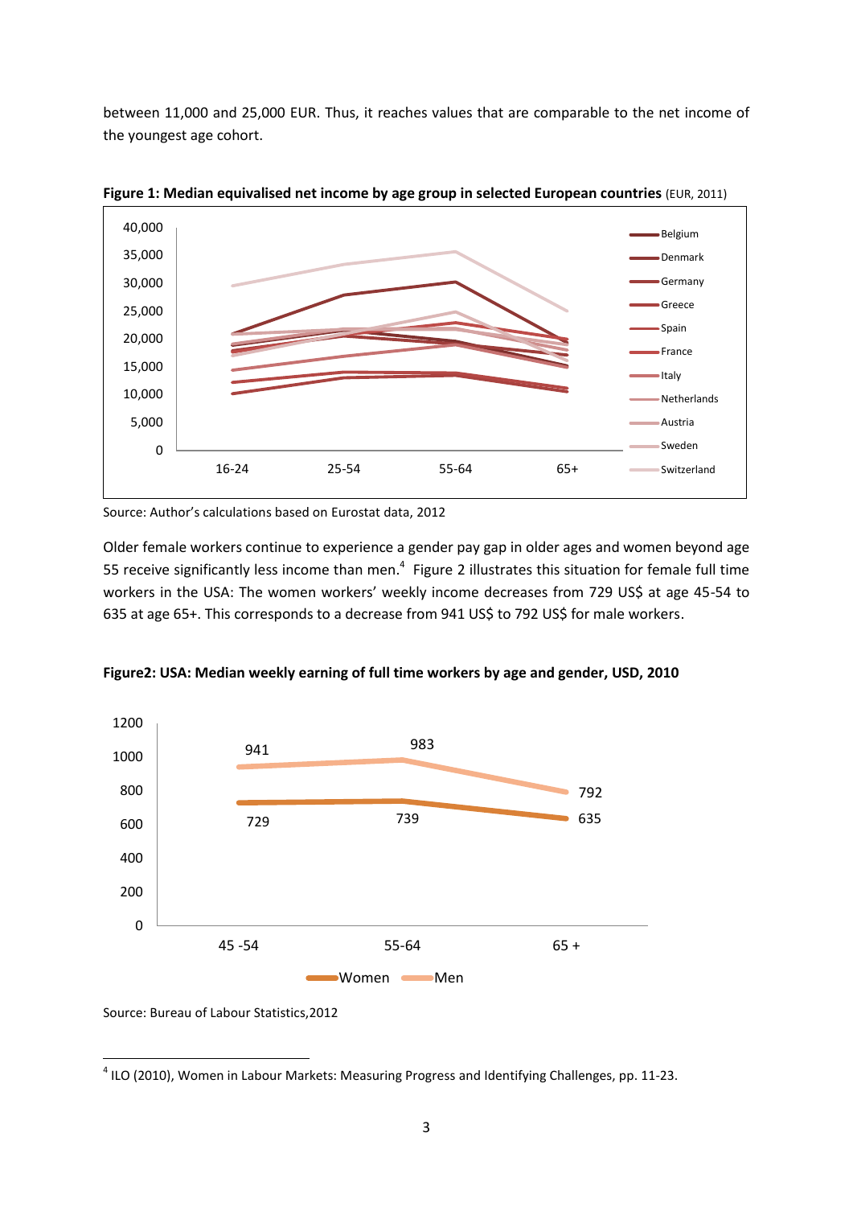between 11,000 and 25,000 EUR. Thus, it reaches values that are comparable to the net income of the youngest age cohort.

**Figure 1: Median equivalised net income by age group in selected European countries** (EUR, 2011)

Source: Author's calculations based on Eurostat data, 2012

Older female workers continue to experience a gender pay gap in older ages and women beyond age 55 receive significantly less income than men.[4] Figure 2 illustrates this situation for female full time workers in the USA: The women workers' weekly income decreases from 729 US$ at age 45-54 to 635 at age 65+. This corresponds to a decrease from 941 US$ to 792 US$ for male workers.

**Figure2: USA: Median weekly earning of full time workers by age and gender, USD, 2010**

Source: Bureau of Labour Statistics,2012

---

[4] ILO (2010), Women in Labour Markets: Measuring Progress and Identifying Challenges, pp. 11-23.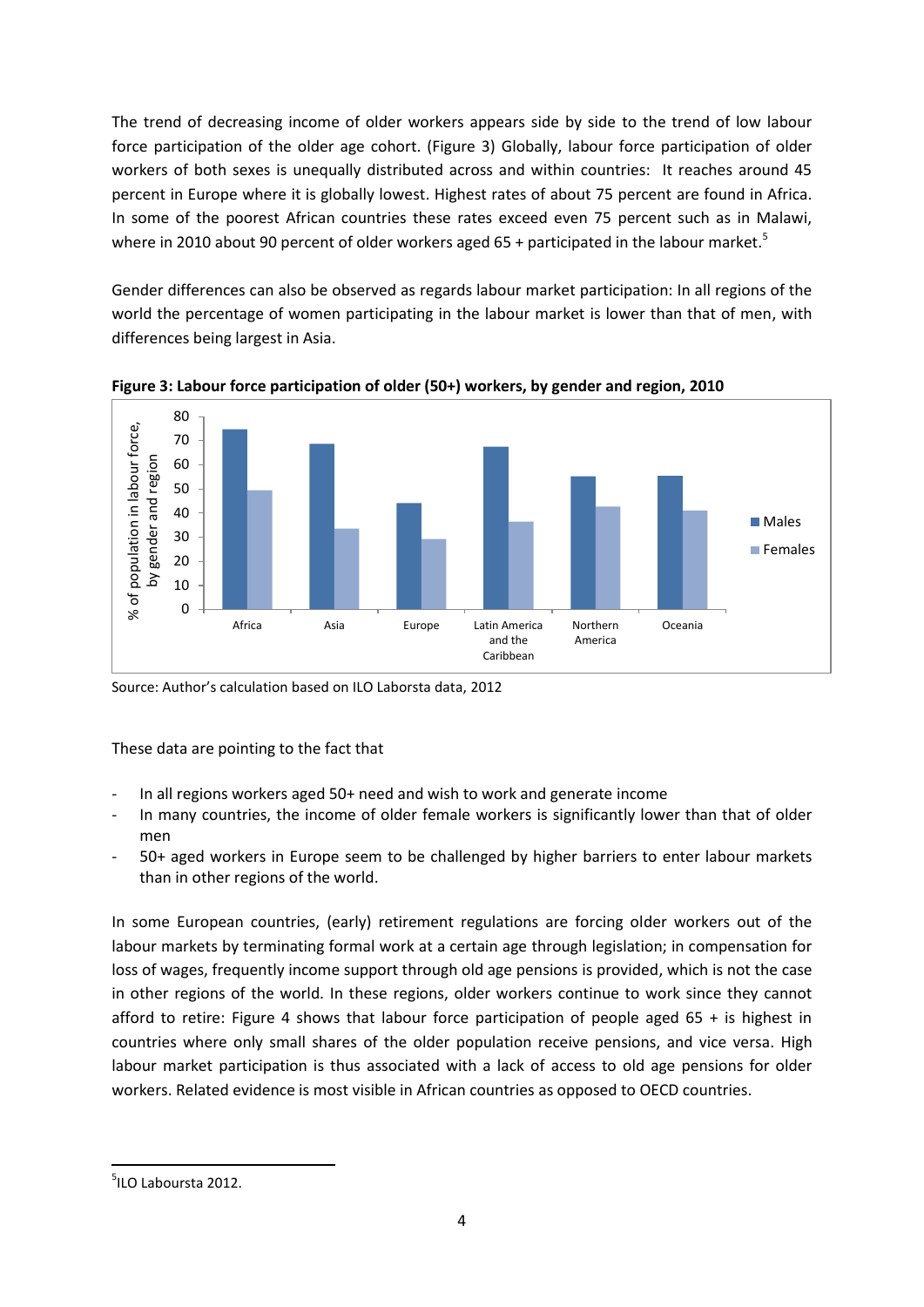The trend of decreasing income of older workers appears side by side to the trend of low labour force participation of the older age cohort. (Figure 3) Globally, labour force participation of older workers of both sexes is unequally distributed across and within countries: It reaches around 45 percent in Europe where it is globally lowest. Highest rates of about 75 percent are found in Africa. In some of the poorest African countries these rates exceed even 75 percent such as in Malawi, where in 2010 about 90 percent of older workers aged 65 + participated in the labour market.[5]

Gender differences can also be observed as regards labour market participation: In all regions of the world the percentage of women participating in the labour market is lower than that of men, with differences being largest in Asia.

**Figure 3: Labour force participation of older (50+) workers, by gender and region, 2010**

Source: Author's calculation based on ILO Laborsta data, 2012

These data are pointing to the fact that

- In all regions workers aged 50+ need and wish to work and generate income
- In many countries, the income of older female workers is significantly lower than that of older men
- 50+ aged workers in Europe seem to be challenged by higher barriers to enter labour markets than in other regions of the world.

In some European countries, (early) retirement regulations are forcing older workers out of the labour markets by terminating formal work at a certain age through legislation; in compensation for loss of wages, frequently income support through old age pensions is provided, which is not the case in other regions of the world. In these regions, older workers continue to work since they cannot afford to retire: Figure 4 shows that labour force participation of people aged 65 + is highest in countries where only small shares of the older population receive pensions, and vice versa. High labour market participation is thus associated with a lack of access to old age pensions for older workers. Related evidence is most visible in African countries as opposed to OECD countries.

[5] ILO Laboursta 2012.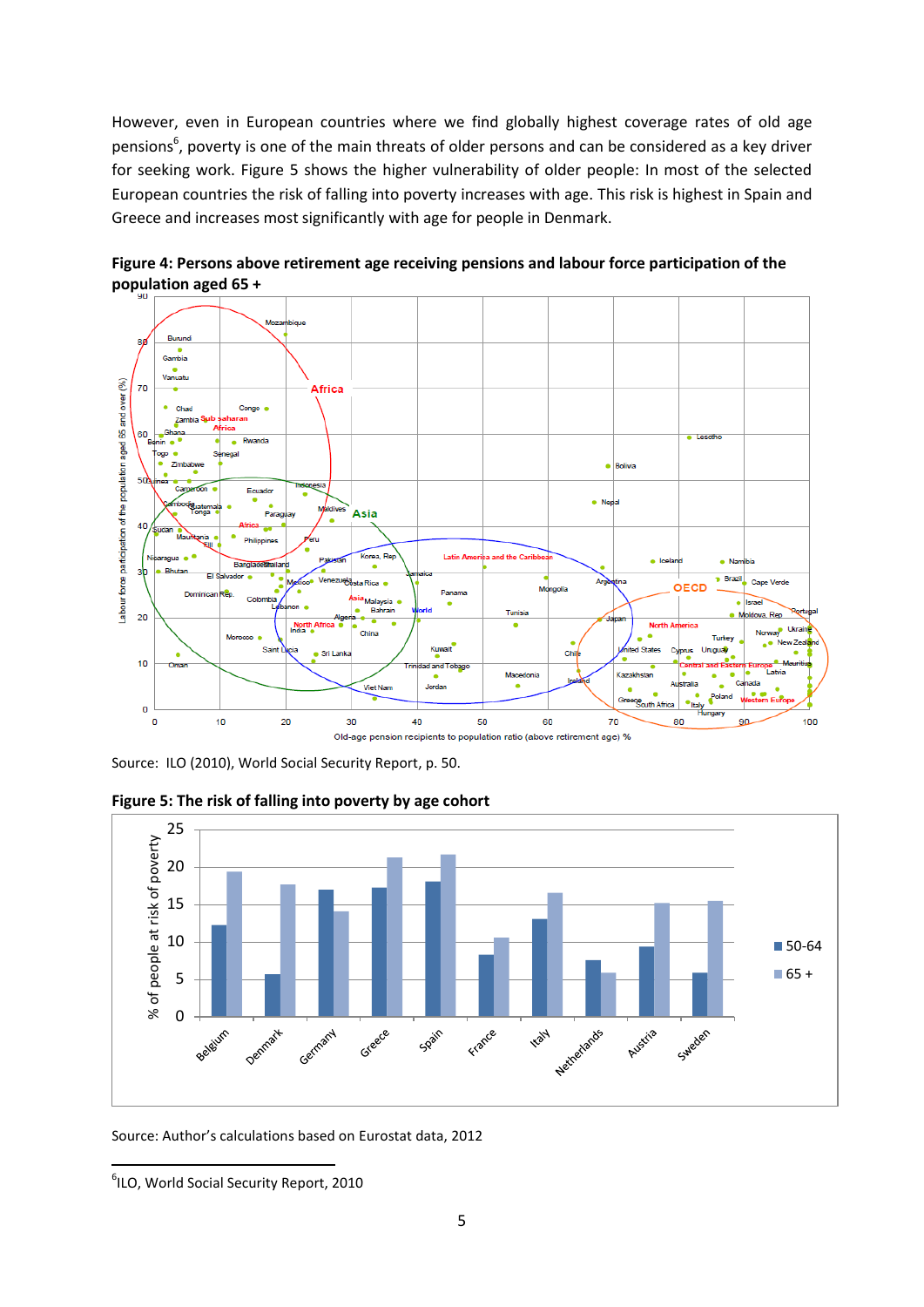However, even in European countries where we find globally highest coverage rates of old age pensions[6], poverty is one of the main threats of older persons and can be considered as a key driver for seeking work. Figure 5 shows the higher vulnerability of older people: In most of the selected European countries the risk of falling into poverty increases with age. This risk is highest in Spain and Greece and increases most significantly with age for people in Denmark.

**Figure 4: Persons above retirement age receiving pensions and labour force participation of the population aged 65 +**

Source: ILO (2010), World Social Security Report, p. 50.

**Figure 5: The risk of falling into poverty by age cohort**

Source: Author's calculations based on Eurostat data, 2012

---

[6]ILO, World Social Security Report, 2010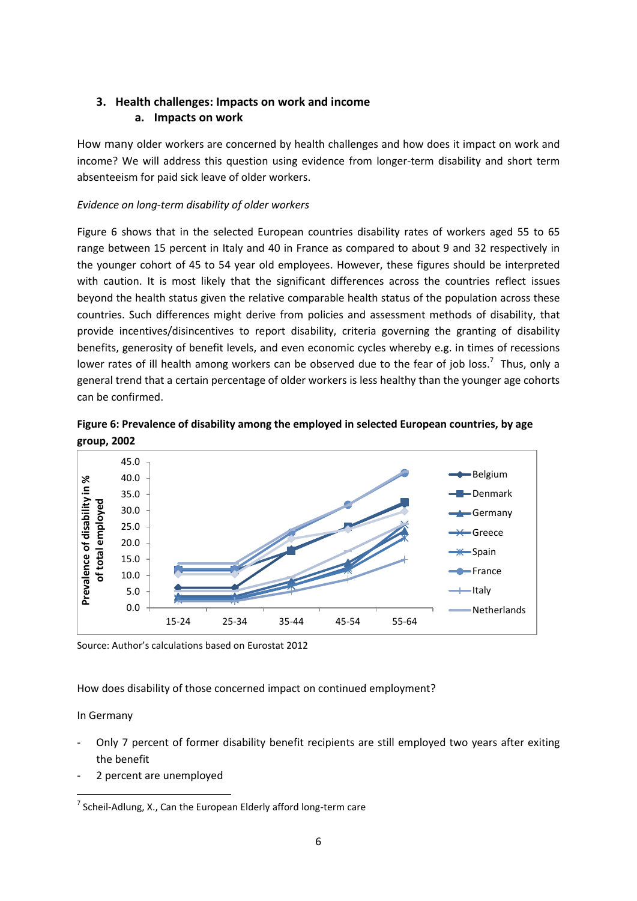## 3. Health challenges: Impacts on work and income

### a. Impacts on work

How many older workers are concerned by health challenges and how does it impact on work and income? We will address this question using evidence from longer-term disability and short term absenteeism for paid sick leave of older workers.

*Evidence on long-term disability of older workers*

Figure 6 shows that in the selected European countries disability rates of workers aged 55 to 65 range between 15 percent in Italy and 40 in France as compared to about 9 and 32 respectively in the younger cohort of 45 to 54 year old employees. However, these figures should be interpreted with caution. It is most likely that the significant differences across the countries reflect issues beyond the health status given the relative comparable health status of the population across these countries. Such differences might derive from policies and assessment methods of disability, that provide incentives/disincentives to report disability, criteria governing the granting of disability benefits, generosity of benefit levels, and even economic cycles whereby e.g. in times of recessions lower rates of ill health among workers can be observed due to the fear of job loss.[7] Thus, only a general trend that a certain percentage of older workers is less healthy than the younger age cohorts can be confirmed.

**Figure 6: Prevalence of disability among the employed in selected European countries, by age group, 2002**

Source: Author's calculations based on Eurostat 2012

How does disability of those concerned impact on continued employment?

In Germany

- Only 7 percent of former disability benefit recipients are still employed two years after exiting the benefit
- 2 percent are unemployed

[7] Scheil-Adlung, X., Can the European Elderly afford long-term care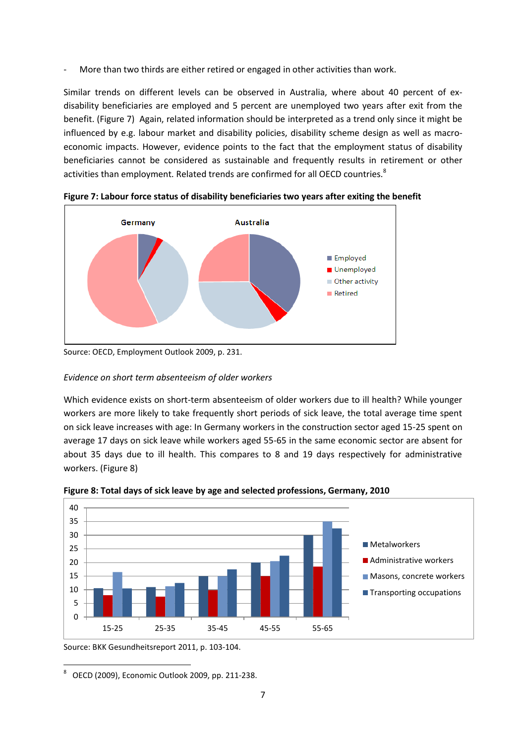- More than two thirds are either retired or engaged in other activities than work.

Similar trends on different levels can be observed in Australia, where about 40 percent of ex-disability beneficiaries are employed and 5 percent are unemployed two years after exit from the benefit. (Figure 7) Again, related information should be interpreted as a trend only since it might be influenced by e.g. labour market and disability policies, disability scheme design as well as macro-economic impacts. However, evidence points to the fact that the employment status of disability beneficiaries cannot be considered as sustainable and frequently results in retirement or other activities than employment. Related trends are confirmed for all OECD countries.[8]

**Figure 7: Labour force status of disability beneficiaries two years after exiting the benefit**

Source: OECD, Employment Outlook 2009, p. 231.

*Evidence on short term absenteeism of older workers*

Which evidence exists on short-term absenteeism of older workers due to ill health? While younger workers are more likely to take frequently short periods of sick leave, the total average time spent on sick leave increases with age: In Germany workers in the construction sector aged 15-25 spent on average 17 days on sick leave while workers aged 55-65 in the same economic sector are absent for about 35 days due to ill health. This compares to 8 and 19 days respectively for administrative workers. (Figure 8)

**Figure 8: Total days of sick leave by age and selected professions, Germany, 2010**

Source: BKK Gesundheitsreport 2011, p. 103-104.

[8] OECD (2009), Economic Outlook 2009, pp. 211-238.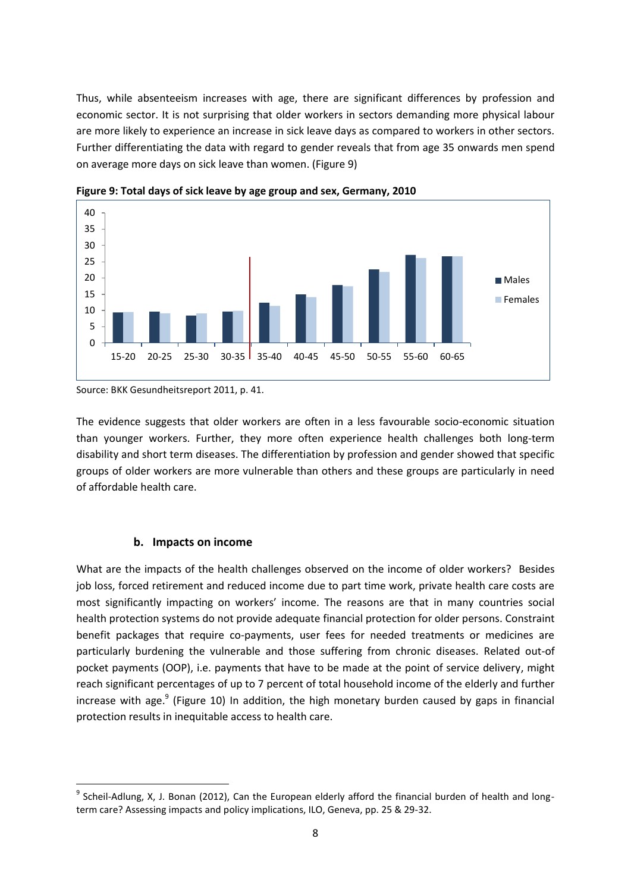Thus, while absenteeism increases with age, there are significant differences by profession and economic sector. It is not surprising that older workers in sectors demanding more physical labour are more likely to experience an increase in sick leave days as compared to workers in other sectors. Further differentiating the data with regard to gender reveals that from age 35 onwards men spend on average more days on sick leave than women. (Figure 9)

**Figure 9: Total days of sick leave by age group and sex, Germany, 2010**

Source: BKK Gesundheitsreport 2011, p. 41.

The evidence suggests that older workers are often in a less favourable socio-economic situation than younger workers. Further, they more often experience health challenges both long-term disability and short term diseases. The differentiation by profession and gender showed that specific groups of older workers are more vulnerable than others and these groups are particularly in need of affordable health care.

### b. Impacts on income

What are the impacts of the health challenges observed on the income of older workers? Besides job loss, forced retirement and reduced income due to part time work, private health care costs are most significantly impacting on workers' income. The reasons are that in many countries social health protection systems do not provide adequate financial protection for older persons. Constraint benefit packages that require co-payments, user fees for needed treatments or medicines are particularly burdening the vulnerable and those suffering from chronic diseases. Related out-of pocket payments (OOP), i.e. payments that have to be made at the point of service delivery, might reach significant percentages of up to 7 percent of total household income of the elderly and further increase with age.[9] (Figure 10) In addition, the high monetary burden caused by gaps in financial protection results in inequitable access to health care.

[9] Scheil-Adlung, X, J. Bonan (2012), Can the European elderly afford the financial burden of health and long-term care? Assessing impacts and policy implications, ILO, Geneva, pp. 25 & 29-32.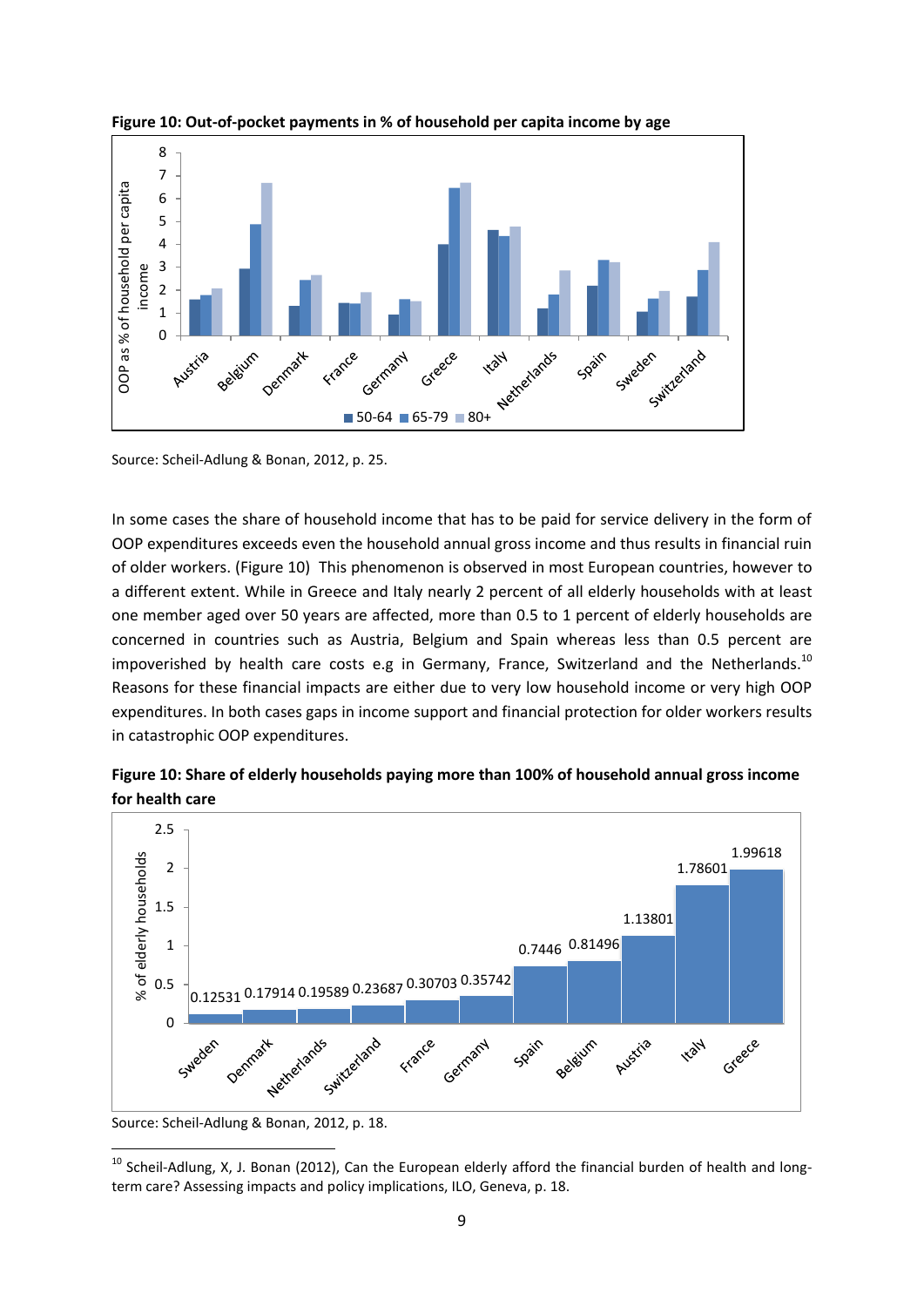**Figure 10: Out-of-pocket payments in % of household per capita income by age**

Source: Scheil-Adlung & Bonan, 2012, p. 25.

In some cases the share of household income that has to be paid for service delivery in the form of OOP expenditures exceeds even the household annual gross income and thus results in financial ruin of older workers. (Figure 10) This phenomenon is observed in most European countries, however to a different extent. While in Greece and Italy nearly 2 percent of all elderly households with at least one member aged over 50 years are affected, more than 0.5 to 1 percent of elderly households are concerned in countries such as Austria, Belgium and Spain whereas less than 0.5 percent are impoverished by health care costs e.g in Germany, France, Switzerland and the Netherlands.[10] Reasons for these financial impacts are either due to very low household income or very high OOP expenditures. In both cases gaps in income support and financial protection for older workers results in catastrophic OOP expenditures.

**Figure 10: Share of elderly households paying more than 100% of household annual gross income for health care**

| Country | % of elderly households |
|---|---|
| Sweden | 0.12531 |
| Denmark | 0.17914 |
| Netherlands | 0.19589 |
| Switzerland | 0.23687 |
| France | 0.30703 |
| Germany | 0.35742 |
| Spain | 0.7446 |
| Belgium | 0.81496 |
| Austria | 1.13801 |
| Italy | 1.78601 |
| Greece | 1.99618 |

Source: Scheil-Adlung & Bonan, 2012, p. 18.

[10] Scheil-Adlung, X, J. Bonan (2012), Can the European elderly afford the financial burden of health and long-term care? Assessing impacts and policy implications, ILO, Geneva, p. 18.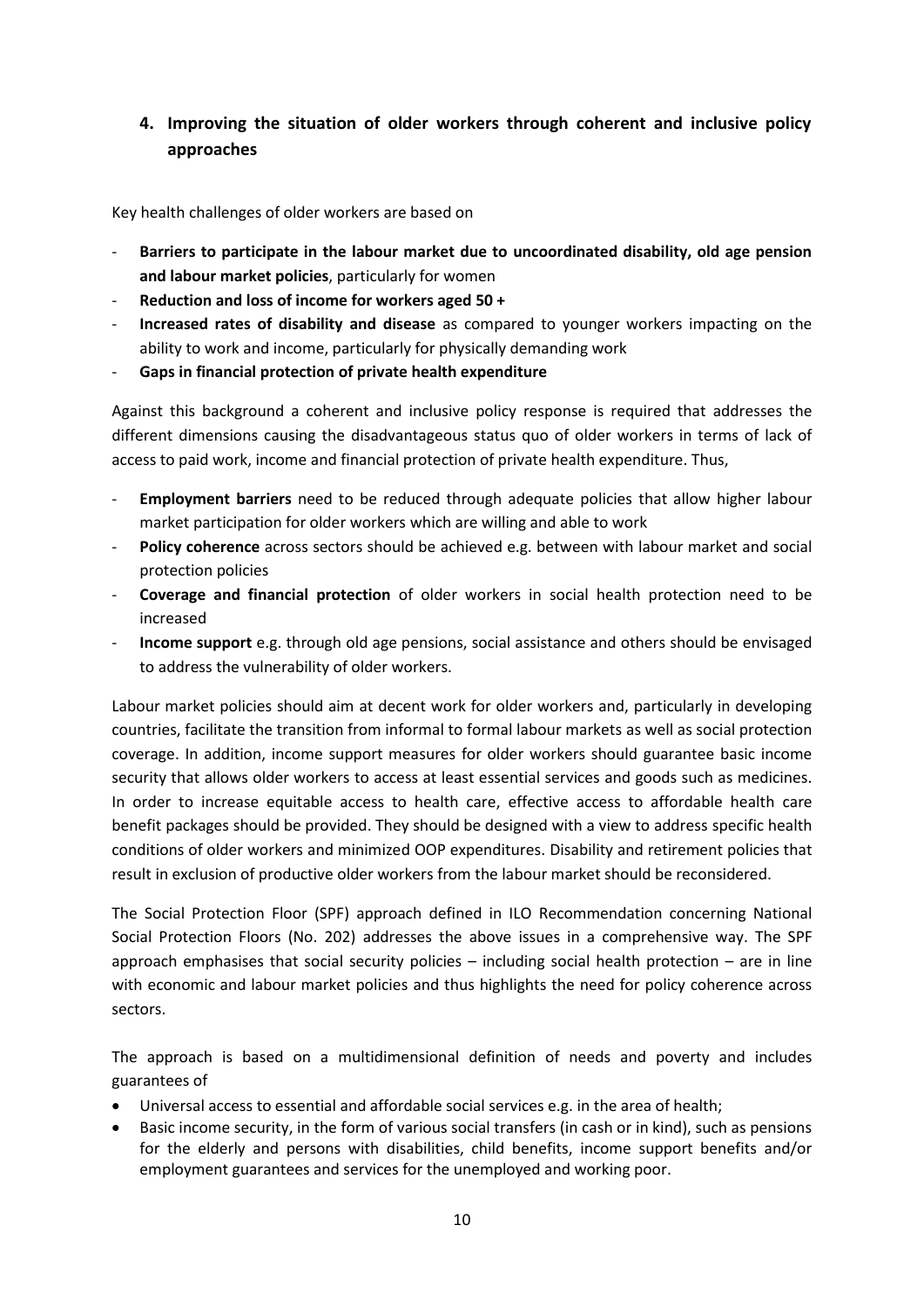## 4. Improving the situation of older workers through coherent and inclusive policy approaches

Key health challenges of older workers are based on

- **Barriers to participate in the labour market due to uncoordinated disability, old age pension and labour market policies**, particularly for women
- **Reduction and loss of income for workers aged 50 +**
- **Increased rates of disability and disease** as compared to younger workers impacting on the ability to work and income, particularly for physically demanding work
- **Gaps in financial protection of private health expenditure**

Against this background a coherent and inclusive policy response is required that addresses the different dimensions causing the disadvantageous status quo of older workers in terms of lack of access to paid work, income and financial protection of private health expenditure. Thus,

- **Employment barriers** need to be reduced through adequate policies that allow higher labour market participation for older workers which are willing and able to work
- **Policy coherence** across sectors should be achieved e.g. between with labour market and social protection policies
- **Coverage and financial protection** of older workers in social health protection need to be increased
- **Income support** e.g. through old age pensions, social assistance and others should be envisaged to address the vulnerability of older workers.

Labour market policies should aim at decent work for older workers and, particularly in developing countries, facilitate the transition from informal to formal labour markets as well as social protection coverage. In addition, income support measures for older workers should guarantee basic income security that allows older workers to access at least essential services and goods such as medicines. In order to increase equitable access to health care, effective access to affordable health care benefit packages should be provided. They should be designed with a view to address specific health conditions of older workers and minimized OOP expenditures. Disability and retirement policies that result in exclusion of productive older workers from the labour market should be reconsidered.

The Social Protection Floor (SPF) approach defined in ILO Recommendation concerning National Social Protection Floors (No. 202) addresses the above issues in a comprehensive way. The SPF approach emphasises that social security policies – including social health protection – are in line with economic and labour market policies and thus highlights the need for policy coherence across sectors.

The approach is based on a multidimensional definition of needs and poverty and includes guarantees of

- Universal access to essential and affordable social services e.g. in the area of health;
- Basic income security, in the form of various social transfers (in cash or in kind), such as pensions for the elderly and persons with disabilities, child benefits, income support benefits and/or employment guarantees and services for the unemployed and working poor.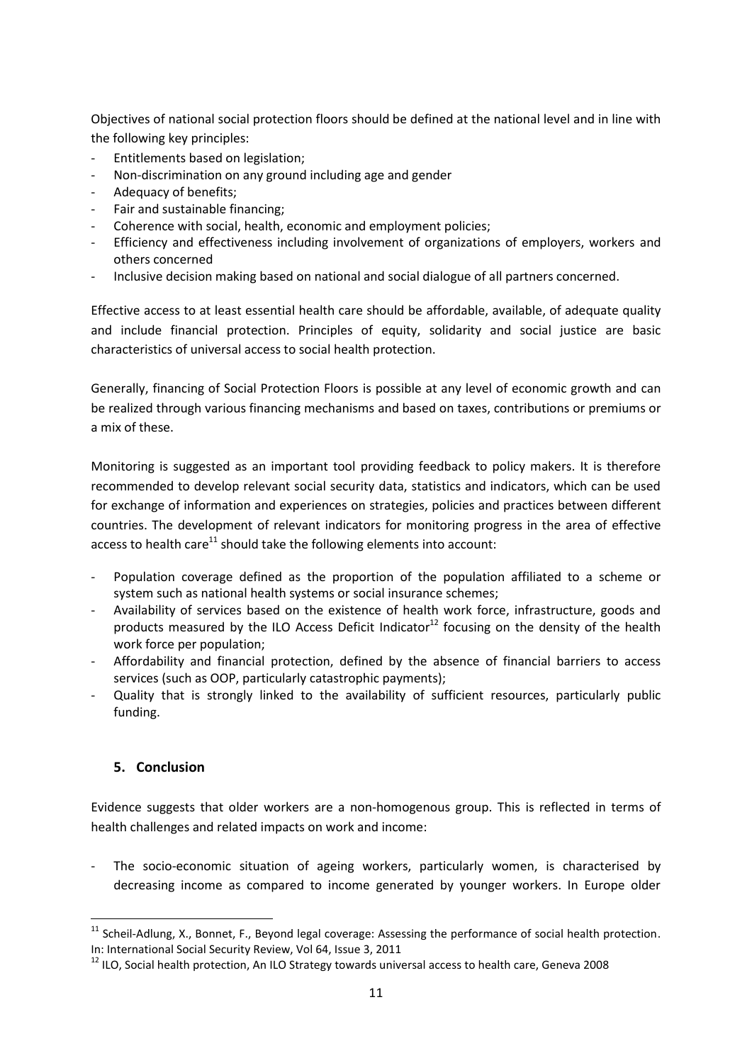Objectives of national social protection floors should be defined at the national level and in line with the following key principles:

- Entitlements based on legislation;
- Non-discrimination on any ground including age and gender
- Adequacy of benefits;
- Fair and sustainable financing;
- Coherence with social, health, economic and employment policies;
- Efficiency and effectiveness including involvement of organizations of employers, workers and others concerned
- Inclusive decision making based on national and social dialogue of all partners concerned.

Effective access to at least essential health care should be affordable, available, of adequate quality and include financial protection. Principles of equity, solidarity and social justice are basic characteristics of universal access to social health protection.

Generally, financing of Social Protection Floors is possible at any level of economic growth and can be realized through various financing mechanisms and based on taxes, contributions or premiums or a mix of these.

Monitoring is suggested as an important tool providing feedback to policy makers. It is therefore recommended to develop relevant social security data, statistics and indicators, which can be used for exchange of information and experiences on strategies, policies and practices between different countries. The development of relevant indicators for monitoring progress in the area of effective access to health care[11] should take the following elements into account:

- Population coverage defined as the proportion of the population affiliated to a scheme or system such as national health systems or social insurance schemes;
- Availability of services based on the existence of health work force, infrastructure, goods and products measured by the ILO Access Deficit Indicator[12] focusing on the density of the health work force per population;
- Affordability and financial protection, defined by the absence of financial barriers to access services (such as OOP, particularly catastrophic payments);
- Quality that is strongly linked to the availability of sufficient resources, particularly public funding.

## 5. Conclusion

Evidence suggests that older workers are a non-homogenous group. This is reflected in terms of health challenges and related impacts on work and income:

- The socio-economic situation of ageing workers, particularly women, is characterised by decreasing income as compared to income generated by younger workers. In Europe older

---

[11] Scheil-Adlung, X., Bonnet, F., Beyond legal coverage: Assessing the performance of social health protection. In: International Social Security Review, Vol 64, Issue 3, 2011

[12] ILO, Social health protection, An ILO Strategy towards universal access to health care, Geneva 2008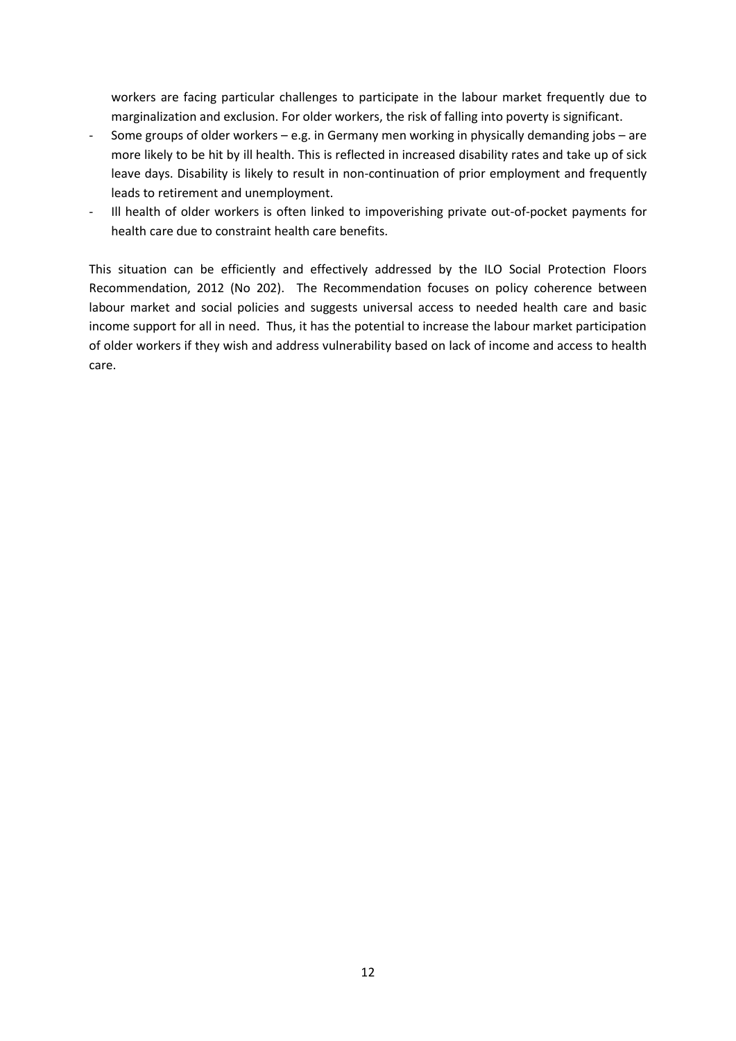workers are facing particular challenges to participate in the labour market frequently due to marginalization and exclusion. For older workers, the risk of falling into poverty is significant.

- Some groups of older workers – e.g. in Germany men working in physically demanding jobs – are more likely to be hit by ill health. This is reflected in increased disability rates and take up of sick leave days. Disability is likely to result in non-continuation of prior employment and frequently leads to retirement and unemployment.
- Ill health of older workers is often linked to impoverishing private out-of-pocket payments for health care due to constraint health care benefits.

This situation can be efficiently and effectively addressed by the ILO Social Protection Floors Recommendation, 2012 (No 202). The Recommendation focuses on policy coherence between labour market and social policies and suggests universal access to needed health care and basic income support for all in need. Thus, it has the potential to increase the labour market participation of older workers if they wish and address vulnerability based on lack of income and access to health care.